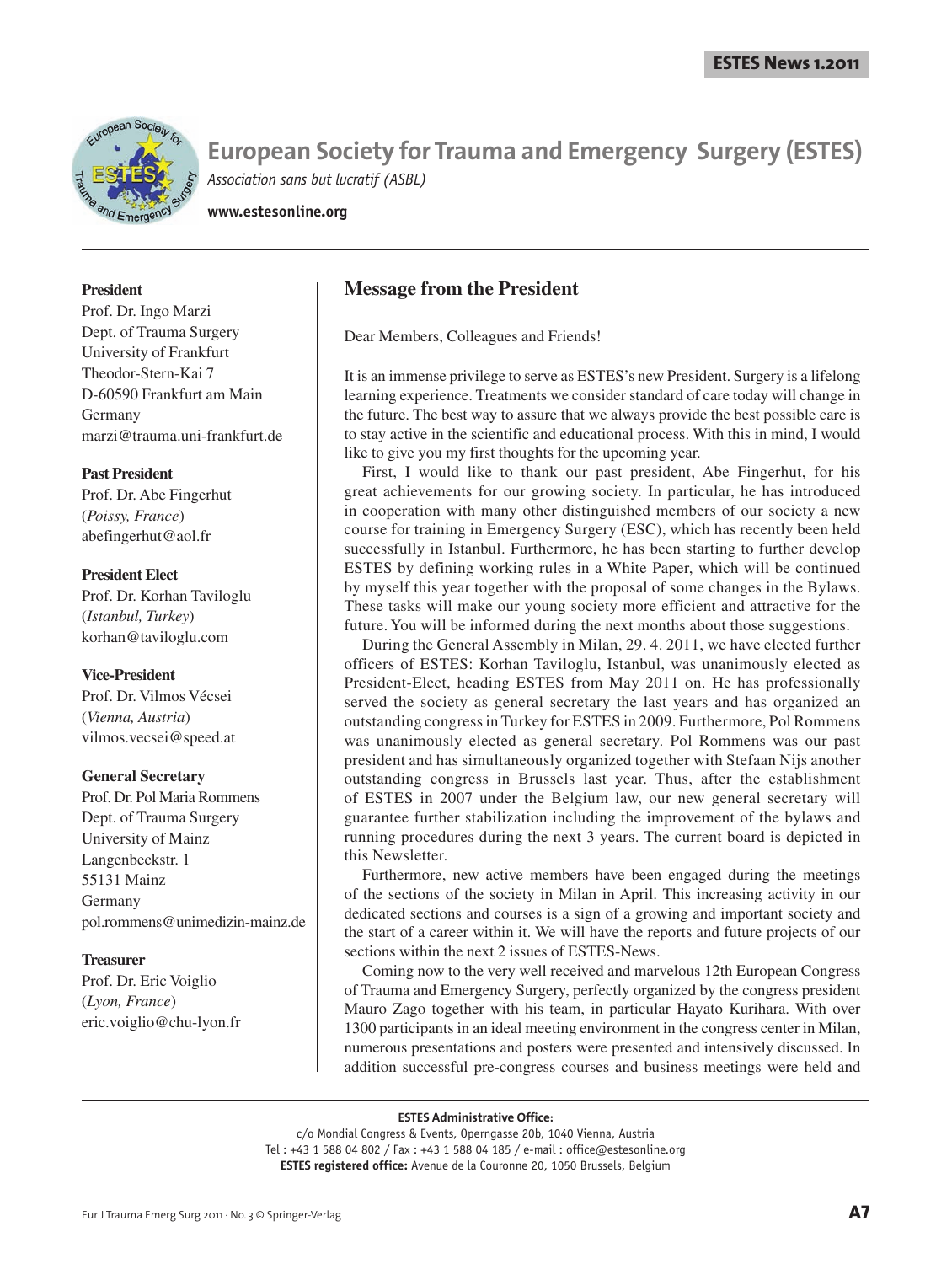# European Society for Trauma and Emergency Surgery (ESTES)

*Association sans but lucratif (ASBL)*

**www.estesonline.org**

**President**
Prof. Dr. Ingo Marzi
Dept. of Trauma Surgery
University of Frankfurt
Theodor-Stern-Kai 7
D-60590 Frankfurt am Main
Germany
marzi@trauma.uni-frankfurt.de

**Past President**
Prof. Dr. Abe Fingerhut
(*Poissy, France*)
abefingerhut@aol.fr

**President Elect**
Prof. Dr. Korhan Taviloglu
(*Istanbul, Turkey*)
korhan@taviloglu.com

**Vice-President**
Prof. Dr. Vilmos Vécsei
(*Vienna, Austria*)
vilmos.vecsei@speed.at

**General Secretary**
Prof. Dr. Pol Maria Rommens
Dept. of Trauma Surgery
University of Mainz
Langenbeckstr. 1
55131 Mainz
Germany
pol.rommens@unimedizin-mainz.de

**Treasurer**
Prof. Dr. Eric Voiglio
(*Lyon, France*)
eric.voiglio@chu-lyon.fr

## Message from the President

Dear Members, Colleagues and Friends!

It is an immense privilege to serve as ESTES's new President. Surgery is a lifelong learning experience. Treatments we consider standard of care today will change in the future. The best way to assure that we always provide the best possible care is to stay active in the scientific and educational process. With this in mind, I would like to give you my first thoughts for the upcoming year.

First, I would like to thank our past president, Abe Fingerhut, for his great achievements for our growing society. In particular, he has introduced in cooperation with many other distinguished members of our society a new course for training in Emergency Surgery (ESC), which has recently been held successfully in Istanbul. Furthermore, he has been starting to further develop ESTES by defining working rules in a White Paper, which will be continued by myself this year together with the proposal of some changes in the Bylaws. These tasks will make our young society more efficient and attractive for the future. You will be informed during the next months about those suggestions.

During the General Assembly in Milan, 29. 4. 2011, we have elected further officers of ESTES: Korhan Taviloglu, Istanbul, was unanimously elected as President-Elect, heading ESTES from May 2011 on. He has professionally served the society as general secretary the last years and has organized an outstanding congress in Turkey for ESTES in 2009. Furthermore, Pol Rommens was unanimously elected as general secretary. Pol Rommens was our past president and has simultaneously organized together with Stefaan Nijs another outstanding congress in Brussels last year. Thus, after the establishment of ESTES in 2007 under the Belgium law, our new general secretary will guarantee further stabilization including the improvement of the bylaws and running procedures during the next 3 years. The current board is depicted in this Newsletter.

Furthermore, new active members have been engaged during the meetings of the sections of the society in Milan in April. This increasing activity in our dedicated sections and courses is a sign of a growing and important society and the start of a career within it. We will have the reports and future projects of our sections within the next 2 issues of ESTES-News.

Coming now to the very well received and marvelous 12th European Congress of Trauma and Emergency Surgery, perfectly organized by the congress president Mauro Zago together with his team, in particular Hayato Kurihara. With over 1300 participants in an ideal meeting environment in the congress center in Milan, numerous presentations and posters were presented and intensively discussed. In addition successful pre-congress courses and business meetings were held and

**ESTES Administrative Office:**
c/o Mondial Congress & Events, Operngasse 20b, 1040 Vienna, Austria
Tel : +43 1 588 04 802 / Fax : +43 1 588 04 185 / e-mail : office@estesonline.org
**ESTES registered office:** Avenue de la Couronne 20, 1050 Brussels, Belgium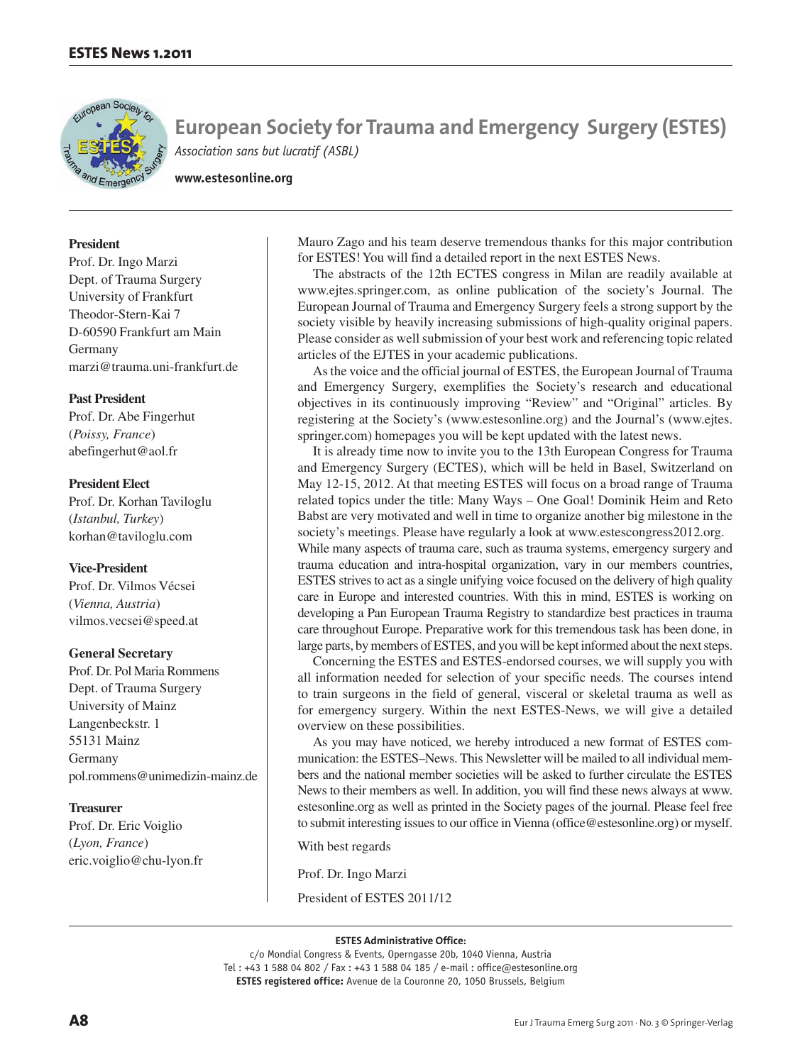# European Society for Trauma and Emergency Surgery (ESTES)

*Association sans but lucratif (ASBL)*

**www.estesonline.org**

**President**
Prof. Dr. Ingo Marzi
Dept. of Trauma Surgery
University of Frankfurt
Theodor-Stern-Kai 7
D-60590 Frankfurt am Main
Germany
marzi@trauma.uni-frankfurt.de

**Past President**
Prof. Dr. Abe Fingerhut
(*Poissy, France*)
abefingerhut@aol.fr

**President Elect**
Prof. Dr. Korhan Taviloglu
(*Istanbul, Turkey*)
korhan@taviloglu.com

**Vice-President**
Prof. Dr. Vilmos Vécsei
(*Vienna, Austria*)
vilmos.vecsei@speed.at

**General Secretary**
Prof. Dr. Pol Maria Rommens
Dept. of Trauma Surgery
University of Mainz
Langenbeckstr. 1
55131 Mainz
Germany
pol.rommens@unimedizin-mainz.de

**Treasurer**
Prof. Dr. Eric Voiglio
(*Lyon, France*)
eric.voiglio@chu-lyon.fr

Mauro Zago and his team deserve tremendous thanks for this major contribution for ESTES! You will find a detailed report in the next ESTES News.

The abstracts of the 12th ECTES congress in Milan are readily available at www.ejtes.springer.com, as online publication of the society's Journal. The European Journal of Trauma and Emergency Surgery feels a strong support by the society visible by heavily increasing submissions of high-quality original papers. Please consider as well submission of your best work and referencing topic related articles of the EJTES in your academic publications.

As the voice and the official journal of ESTES, the European Journal of Trauma and Emergency Surgery, exemplifies the Society's research and educational objectives in its continuously improving "Review" and "Original" articles. By registering at the Society's (www.estesonline.org) and the Journal's (www.ejtes.springer.com) homepages you will be kept updated with the latest news.

It is already time now to invite you to the 13th European Congress for Trauma and Emergency Surgery (ECTES), which will be held in Basel, Switzerland on May 12-15, 2012. At that meeting ESTES will focus on a broad range of Trauma related topics under the title: Many Ways – One Goal! Dominik Heim and Reto Babst are very motivated and well in time to organize another big milestone in the society's meetings. Please have regularly a look at www.estescongress2012.org.

While many aspects of trauma care, such as trauma systems, emergency surgery and trauma education and intra-hospital organization, vary in our members countries, ESTES strives to act as a single unifying voice focused on the delivery of high quality care in Europe and interested countries. With this in mind, ESTES is working on developing a Pan European Trauma Registry to standardize best practices in trauma care throughout Europe. Preparative work for this tremendous task has been done, in large parts, by members of ESTES, and you will be kept informed about the next steps.

Concerning the ESTES and ESTES-endorsed courses, we will supply you with all information needed for selection of your specific needs. The courses intend to train surgeons in the field of general, visceral or skeletal trauma as well as for emergency surgery. Within the next ESTES-News, we will give a detailed overview on these possibilities.

As you may have noticed, we hereby introduced a new format of ESTES communication: the ESTES–News. This Newsletter will be mailed to all individual members and the national member societies will be asked to further circulate the ESTES News to their members as well. In addition, you will find these news always at www.estesonline.org as well as printed in the Society pages of the journal. Please feel free to submit interesting issues to our office in Vienna (office@estesonline.org) or myself.

With best regards

Prof. Dr. Ingo Marzi

President of ESTES 2011/12

**ESTES Administrative Office:**
c/o Mondial Congress & Events, Operngasse 20b, 1040 Vienna, Austria
Tel : +43 1 588 04 802 / Fax : +43 1 588 04 185 / e-mail : office@estesonline.org
**ESTES registered office:** Avenue de la Couronne 20, 1050 Brussels, Belgium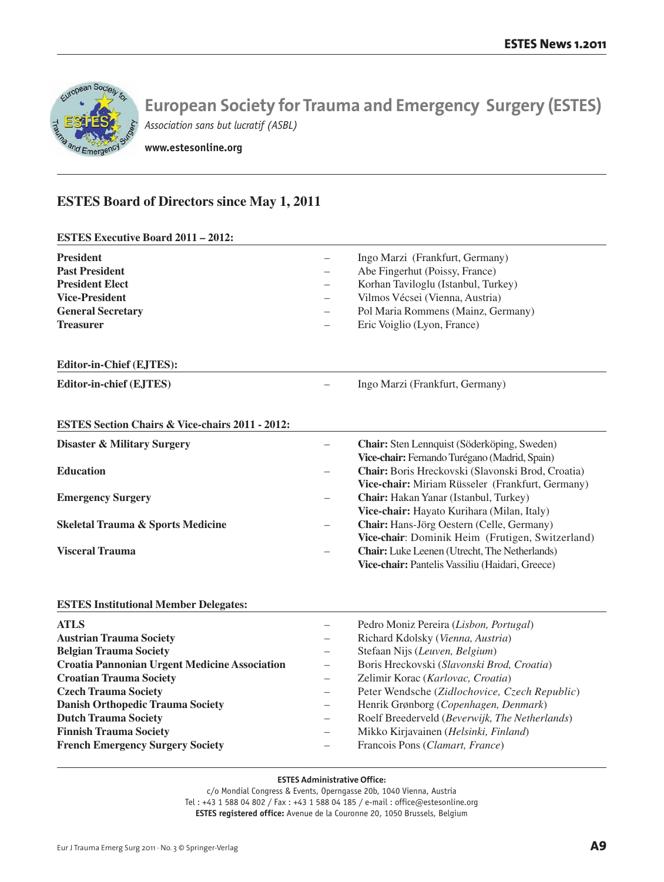# European Society for Trauma and Emergency Surgery (ESTES)

*Association sans but lucratif (ASBL)*

**www.estesonline.org**

## ESTES Board of Directors since May 1, 2011

### ESTES Executive Board 2011 – 2012:

| | | |
|---|---|---|
| **President** | – | Ingo Marzi (Frankfurt, Germany) |
| **Past President** | – | Abe Fingerhut (Poissy, France) |
| **President Elect** | – | Korhan Taviloglu (Istanbul, Turkey) |
| **Vice-President** | – | Vilmos Vécsei (Vienna, Austria) |
| **General Secretary** | – | Pol Maria Rommens (Mainz, Germany) |
| **Treasurer** | – | Eric Voiglio (Lyon, France) |

### Editor-in-Chief (EJTES):

| | | |
|---|---|---|
| **Editor-in-chief (EJTES)** | – | Ingo Marzi (Frankfurt, Germany) |

### ESTES Section Chairs & Vice-chairs 2011 - 2012:

| | | |
|---|---|---|
| **Disaster & Military Surgery** | – | **Chair:** Sten Lennquist (Söderköping, Sweden)<br>**Vice-chair:** Fernando Turégano (Madrid, Spain) |
| **Education** | – | **Chair:** Boris Hreckovski (Slavonski Brod, Croatia)<br>**Vice-chair:** Miriam Rüsseler (Frankfurt, Germany) |
| **Emergency Surgery** | – | **Chair:** Hakan Yanar (Istanbul, Turkey)<br>**Vice-chair:** Hayato Kurihara (Milan, Italy) |
| **Skeletal Trauma & Sports Medicine** | – | **Chair:** Hans-Jörg Oestern (Celle, Germany)<br>**Vice-chair**: Dominik Heim (Frutigen, Switzerland) |
| **Visceral Trauma** | – | **Chair:** Luke Leenen (Utrecht, The Netherlands)<br>**Vice-chair:** Pantelis Vassiliu (Haidari, Greece) |

### ESTES Institutional Member Delegates:

| | | |
|---|---|---|
| **ATLS** | – | Pedro Moniz Pereira (*Lisbon, Portugal*) |
| **Austrian Trauma Society** | – | Richard Kdolsky (*Vienna, Austria*) |
| **Belgian Trauma Society** | – | Stefaan Nijs (*Leuven, Belgium*) |
| **Croatia Pannonian Urgent Medicine Association** | – | Boris Hreckovski (*Slavonski Brod, Croatia*) |
| **Croatian Trauma Society** | – | Zelimir Korac (*Karlovac, Croatia*) |
| **Czech Trauma Society** | – | Peter Wendsche (*Zidlochovice, Czech Republic*) |
| **Danish Orthopedic Trauma Society** | – | Henrik Grønborg (*Copenhagen, Denmark*) |
| **Dutch Trauma Society** | – | Roelf Breederveld (*Beverwijk, The Netherlands*) |
| **Finnish Trauma Society** | – | Mikko Kirjavainen (*Helsinki, Finland*) |
| **French Emergency Surgery Society** | – | Francois Pons (*Clamart, France*) |

**ESTES Administrative Office:**

c/o Mondial Congress & Events, Operngasse 20b, 1040 Vienna, Austria

Tel : +43 1 588 04 802 / Fax : +43 1 588 04 185 / e-mail : office@estesonline.org

**ESTES registered office:** Avenue de la Couronne 20, 1050 Brussels, Belgium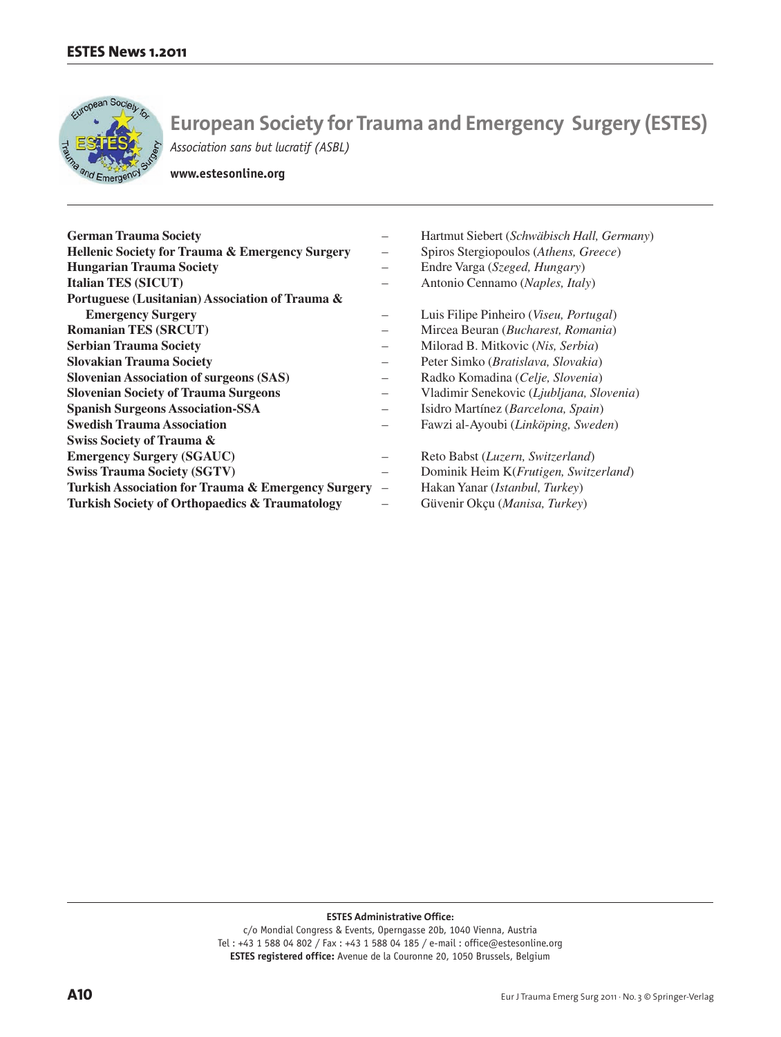# European Society for Trauma and Emergency Surgery (ESTES)

*Association sans but lucratif (ASBL)*

**www.estesonline.org**

| | | |
|---|---|---|
| **German Trauma Society** | – | Hartmut Siebert (*Schwäbisch Hall, Germany*) |
| **Hellenic Society for Trauma & Emergency Surgery** | – | Spiros Stergiopoulos (*Athens, Greece*) |
| **Hungarian Trauma Society** | – | Endre Varga (*Szeged, Hungary*) |
| **Italian TES (SICUT)** | – | Antonio Cennamo (*Naples, Italy*) |
| **Portuguese (Lusitanian) Association of Trauma & Emergency Surgery** | – | Luis Filipe Pinheiro (*Viseu, Portugal*) |
| **Romanian TES (SRCUT)** | – | Mircea Beuran (*Bucharest, Romania*) |
| **Serbian Trauma Society** | – | Milorad B. Mitkovic (*Nis, Serbia*) |
| **Slovakian Trauma Society** | – | Peter Simko (*Bratislava, Slovakia*) |
| **Slovenian Association of surgeons (SAS)** | – | Radko Komadina (*Celje, Slovenia*) |
| **Slovenian Society of Trauma Surgeons** | – | Vladimir Senekovic (*Ljubljana, Slovenia*) |
| **Spanish Surgeons Association-SSA** | – | Isidro Martínez (*Barcelona, Spain*) |
| **Swedish Trauma Association** | – | Fawzi al-Ayoubi (*Linköping, Sweden*) |
| **Swiss Society of Trauma & Emergency Surgery (SGAUC)** | – | Reto Babst (*Luzern, Switzerland*) |
| **Swiss Trauma Society (SGTV)** | – | Dominik Heim K(*Frutigen, Switzerland*) |
| **Turkish Association for Trauma & Emergency Surgery** | – | Hakan Yanar (*Istanbul, Turkey*) |
| **Turkish Society of Orthopaedics & Traumatology** | – | Güvenir Okçu (*Manisa, Turkey*) |

**ESTES Administrative Office:**
c/o Mondial Congress & Events, Operngasse 20b, 1040 Vienna, Austria
Tel : +43 1 588 04 802 / Fax : +43 1 588 04 185 / e-mail : office@estesonline.org
**ESTES registered office:** Avenue de la Couronne 20, 1050 Brussels, Belgium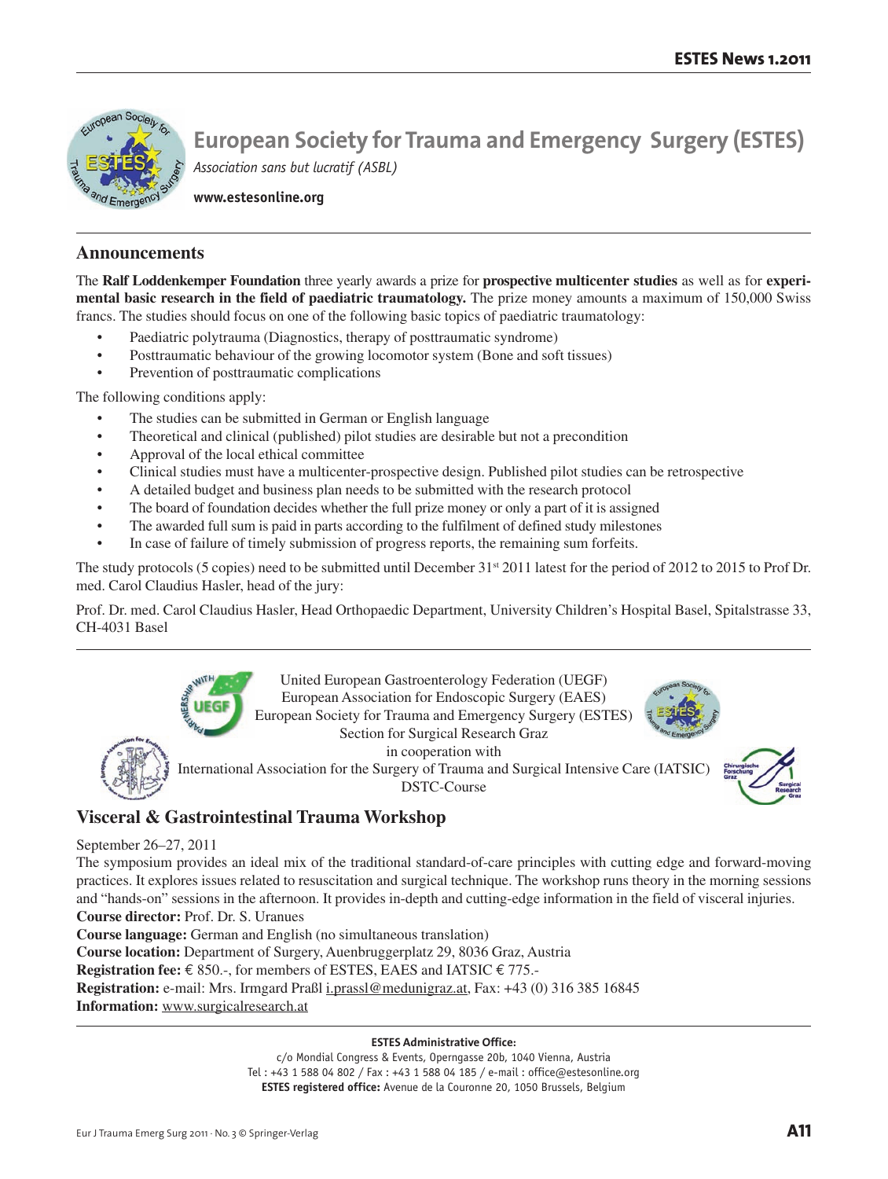# European Society for Trauma and Emergency Surgery (ESTES)

*Association sans but lucratif (ASBL)*

**www.estesonline.org**

## Announcements

The **Ralf Loddenkemper Foundation** three yearly awards a prize for **prospective multicenter studies** as well as for **experimental basic research in the field of paediatric traumatology.** The prize money amounts a maximum of 150,000 Swiss francs. The studies should focus on one of the following basic topics of paediatric traumatology:

- Paediatric polytrauma (Diagnostics, therapy of posttraumatic syndrome)
- Posttraumatic behaviour of the growing locomotor system (Bone and soft tissues)
- Prevention of posttraumatic complications

The following conditions apply:

- The studies can be submitted in German or English language
- Theoretical and clinical (published) pilot studies are desirable but not a precondition
- Approval of the local ethical committee
- Clinical studies must have a multicenter-prospective design. Published pilot studies can be retrospective
- A detailed budget and business plan needs to be submitted with the research protocol
- The board of foundation decides whether the full prize money or only a part of it is assigned
- The awarded full sum is paid in parts according to the fulfilment of defined study milestones
- In case of failure of timely submission of progress reports, the remaining sum forfeits.

The study protocols (5 copies) need to be submitted until December 31st 2011 latest for the period of 2012 to 2015 to Prof Dr. med. Carol Claudius Hasler, head of the jury:

Prof. Dr. med. Carol Claudius Hasler, Head Orthopaedic Department, University Children's Hospital Basel, Spitalstrasse 33, CH-4031 Basel

---

United European Gastroenterology Federation (UEGF)
European Association for Endoscopic Surgery (EAES)
European Society for Trauma and Emergency Surgery (ESTES)
Section for Surgical Research Graz
in cooperation with
International Association for the Surgery of Trauma and Surgical Intensive Care (IATSIC)
DSTC-Course

## Visceral & Gastrointestinal Trauma Workshop

September 26–27, 2011

The symposium provides an ideal mix of the traditional standard-of-care principles with cutting edge and forward-moving practices. It explores issues related to resuscitation and surgical technique. The workshop runs theory in the morning sessions and "hands-on" sessions in the afternoon. It provides in-depth and cutting-edge information in the field of visceral injuries.

**Course director:** Prof. Dr. S. Uranues
**Course language:** German and English (no simultaneous translation)
**Course location:** Department of Surgery, Auenbruggerplatz 29, 8036 Graz, Austria
**Registration fee:** € 850.-, for members of ESTES, EAES and IATSIC € 775.-
**Registration:** e-mail: Mrs. Irmgard Praßl i.prassl@medunigraz.at, Fax: +43 (0) 316 385 16845
**Information:** www.surgicalresearch.at

---

**ESTES Administrative Office:**
c/o Mondial Congress & Events, Operngasse 20b, 1040 Vienna, Austria
Tel : +43 1 588 04 802 / Fax : +43 1 588 04 185 / e-mail : office@estesonline.org
**ESTES registered office:** Avenue de la Couronne 20, 1050 Brussels, Belgium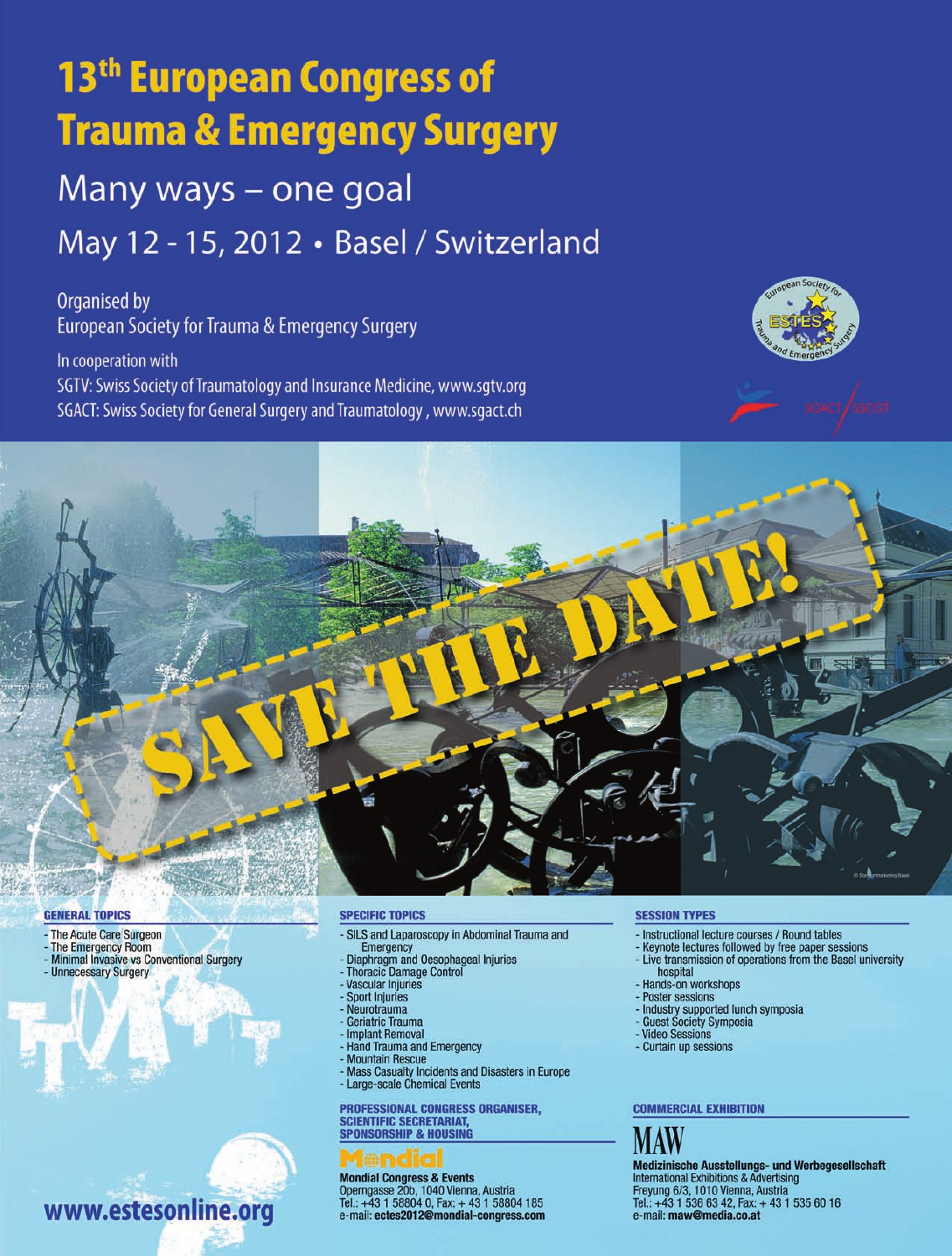# 13th European Congress of Trauma & Emergency Surgery

## Many ways – one goal

## May 12 - 15, 2012 • Basel / Switzerland

Organised by
European Society for Trauma & Emergency Surgery

In cooperation with
SGTV: Swiss Society of Traumatology and Insurance Medicine, www.sgtv.org
SGACT: Swiss Society for General Surgery and Traumatology , www.sgact.ch

SAVE THE DATE!

### GENERAL TOPICS

- The Acute Care Surgeon
- The Emergency Room
- Minimal Invasive vs Conventional Surgery
- Unnecessary Surgery

### SPECIFIC TOPICS

- SILS and Laparoscopy in Abdominal Trauma and Emergency
- Diaphragm and Oesophageal Injuries
- Thoracic Damage Control
- Vascular Injuries
- Sport Injuries
- Neurotrauma
- Geriatric Trauma
- Implant Removal
- Hand Trauma and Emergency
- Mountain Rescue
- Mass Casualty Incidents and Disasters in Europe
- Large-scale Chemical Events

### SESSION TYPES

- Instructional lecture courses / Round tables
- Keynote lectures followed by free paper sessions
- Live transmission of operations from the Basel university hospital
- Hands-on workshops
- Poster sessions
- Industry supported lunch symposia
- Guest Society Symposia
- Video Sessions
- Curtain up sessions

### PROFESSIONAL CONGRESS ORGANISER, SCIENTIFIC SECRETARIAT, SPONSORSHIP & HOUSING

Mondial

**Mondial Congress & Events**
Operngasse 20b, 1040 Vienna, Austria
Tel.: +43 1 58804 0, Fax: + 43 1 58804 185
e-mail: **ectes2012@mondial-congress.com**

### COMMERCIAL EXHIBITION

MAW

**Medizinische Ausstellungs- und Werbegesellschaft**
International Exhibitions & Advertising
Freyung 6/3, 1010 Vienna, Austria
Tel.: +43 1 536 63 42, Fax: + 43 1 535 60 16
e-mail: **maw@media.co.at**

www.estesonline.org